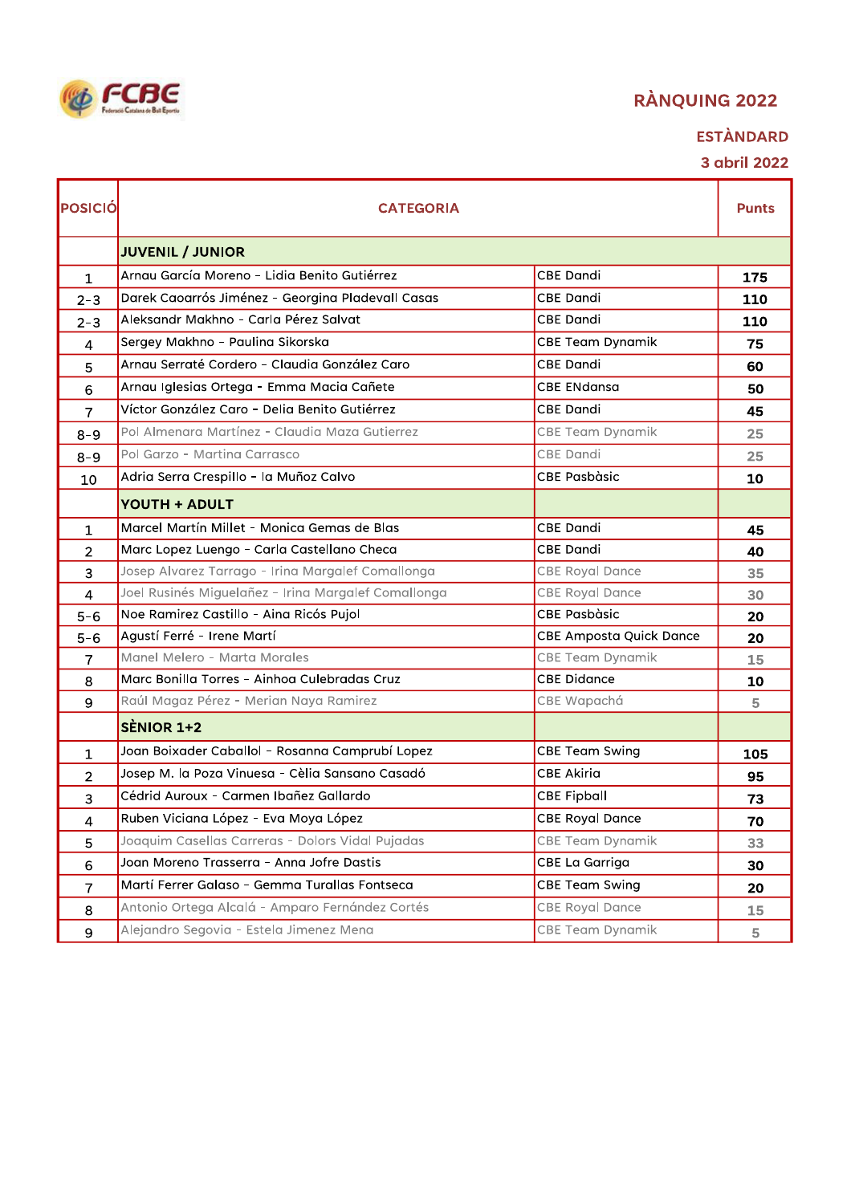FCBE Federació Catalana de Ball Esportiu

# RÀNQUING 2022

## ESTÀNDARD

### 3 abril 2022

| POSICIÓ | CATEGORIA | | Punts |
|---|---|---|---|
| | **JUVENIL / JUNIOR** | | |
| 1 | Arnau García Moreno - Lidia Benito Gutiérrez | CBE Dandi | **175** |
| 2-3 | Darek Caoarrós Jiménez - Georgina Pladevall Casas | CBE Dandi | **110** |
| 2-3 | Aleksandr Makhno - Carla Pérez Salvat | CBE Dandi | **110** |
| 4 | Sergey Makhno - Paulina Sikorska | CBE Team Dynamik | **75** |
| 5 | Arnau Serraté Cordero - Claudia González Caro | CBE Dandi | **60** |
| 6 | Arnau Iglesias Ortega - Emma Macia Cañete | CBE ENdansa | **50** |
| 7 | Víctor González Caro - Delia Benito Gutiérrez | CBE Dandi | **45** |
| 8-9 | Pol Almenara Martínez - Claudia Maza Gutierrez | CBE Team Dynamik | **25** |
| 8-9 | Pol Garzo - Martina Carrasco | CBE Dandi | **25** |
| 10 | Adria Serra Crespillo - Ia Muñoz Calvo | CBE Pasbàsic | **10** |
| | **YOUTH + ADULT** | | |
| 1 | Marcel Martín Millet - Monica Gemas de Blas | CBE Dandi | **45** |
| 2 | Marc Lopez Luengo - Carla Castellano Checa | CBE Dandi | **40** |
| 3 | Josep Alvarez Tarrago - Irina Margalef Comallonga | CBE Royal Dance | **35** |
| 4 | Joel Rusinés Miguelañez - Irina Margalef Comallonga | CBE Royal Dance | **30** |
| 5-6 | Noe Ramirez Castillo - Aina Ricós Pujol | CBE Pasbàsic | **20** |
| 5-6 | Agustí Ferré - Irene Martí | CBE Amposta Quick Dance | **20** |
| 7 | Manel Melero - Marta Morales | CBE Team Dynamik | **15** |
| 8 | Marc Bonilla Torres - Ainhoa Culebradas Cruz | CBE Didance | **10** |
| 9 | Raúl Magaz Pérez - Merian Naya Ramirez | CBE Wapachá | **5** |
| | **SÈNIOR 1+2** | | |
| 1 | Joan Boixader Caballol - Rosanna Camprubí Lopez | CBE Team Swing | **105** |
| 2 | Josep M. la Poza Vinuesa - Cèlia Sansano Casadó | CBE Akiria | **95** |
| 3 | Cédrid Auroux - Carmen Ibañez Gallardo | CBE Fipball | **73** |
| 4 | Ruben Viciana López - Eva Moya López | CBE Royal Dance | **70** |
| 5 | Joaquim Casellas Carreras - Dolors Vidal Pujadas | CBE Team Dynamik | **33** |
| 6 | Joan Moreno Trasserra - Anna Jofre Dastis | CBE La Garriga | **30** |
| 7 | Martí Ferrer Galaso - Gemma Turallas Fontseca | CBE Team Swing | **20** |
| 8 | Antonio Ortega Alcalá - Amparo Fernández Cortés | CBE Royal Dance | **15** |
| 9 | Alejandro Segovia - Estela Jimenez Mena | CBE Team Dynamik | **5** |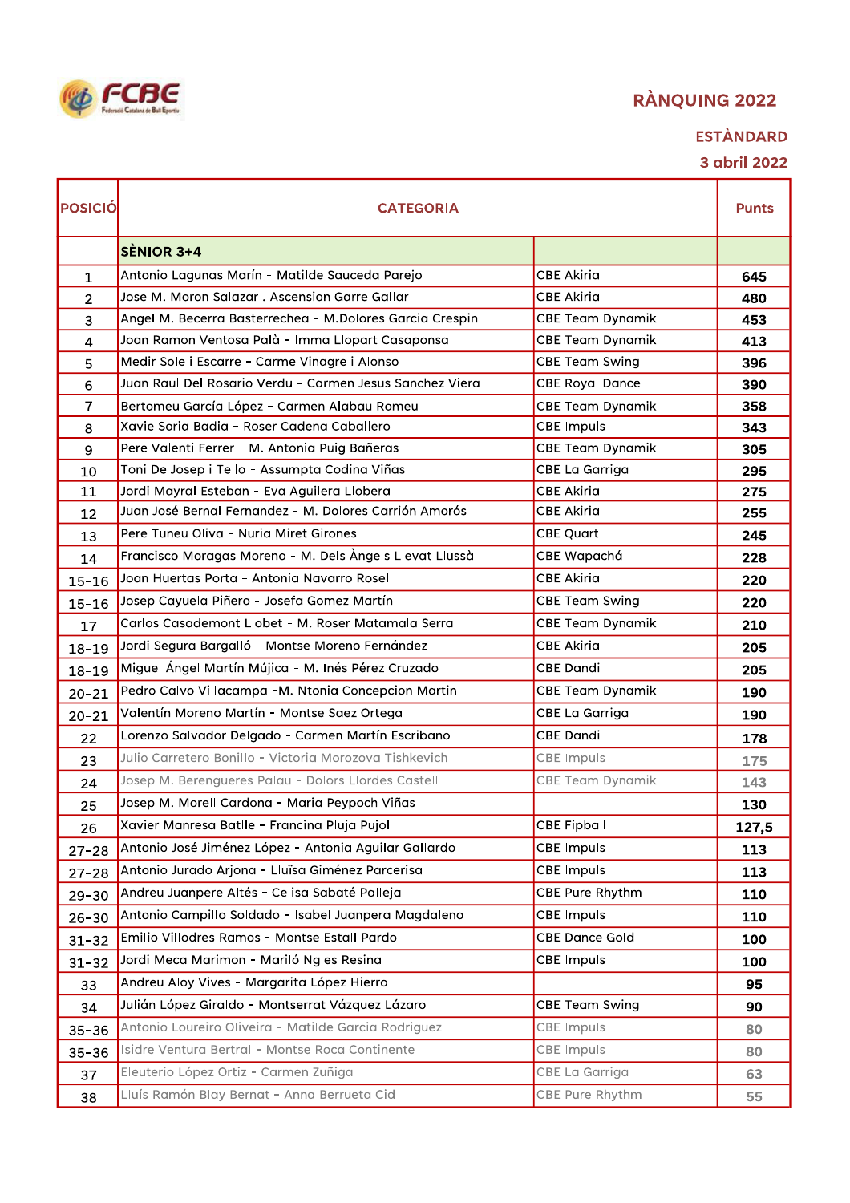FCBE

# RÀNQUING 2022

## ESTÀNDARD

### 3 abril 2022

| POSICIÓ | CATEGORIA | | Punts |
|---|---|---|---|
| | **SÈNIOR 3+4** | | |
| 1 | Antonio Lagunas Marín - Matilde Sauceda Parejo | CBE Akiria | 645 |
| 2 | Jose M. Moron Salazar . Ascension Garre Gallar | CBE Akiria | 480 |
| 3 | Angel M. Becerra Basterrechea - M.Dolores Garcia Crespin | CBE Team Dynamik | 453 |
| 4 | Joan Ramon Ventosa Palà - Imma Llopart Casaponsa | CBE Team Dynamik | 413 |
| 5 | Medir Sole i Escarre - Carme Vinagre i Alonso | CBE Team Swing | 396 |
| 6 | Juan Raul Del Rosario Verdu - Carmen Jesus Sanchez Viera | CBE Royal Dance | 390 |
| 7 | Bertomeu García López - Carmen Alabau Romeu | CBE Team Dynamik | 358 |
| 8 | Xavie Soria Badia - Roser Cadena Caballero | CBE Impuls | 343 |
| 9 | Pere Valenti Ferrer - M. Antonia Puig Bañeras | CBE Team Dynamik | 305 |
| 10 | Toni De Josep i Tello - Assumpta Codina Viñas | CBE La Garriga | 295 |
| 11 | Jordi Mayral Esteban - Eva Aguilera Llobera | CBE Akiria | 275 |
| 12 | Juan José Bernal Fernandez - M. Dolores Carrión Amorós | CBE Akiria | 255 |
| 13 | Pere Tuneu Oliva - Nuria Miret Girones | CBE Quart | 245 |
| 14 | Francisco Moragas Moreno - M. Dels Àngels Llevat Llussà | CBE Wapachá | 228 |
| 15-16 | Joan Huertas Porta - Antonia Navarro Rosel | CBE Akiria | 220 |
| 15-16 | Josep Cayuela Piñero - Josefa Gomez Martín | CBE Team Swing | 220 |
| 17 | Carlos Casademont Llobet - M. Roser Matamala Serra | CBE Team Dynamik | 210 |
| 18-19 | Jordi Segura Bargalló - Montse Moreno Fernández | CBE Akiria | 205 |
| 18-19 | Miguel Ángel Martín Mújica - M. Inés Pérez Cruzado | CBE Dandi | 205 |
| 20-21 | Pedro Calvo Villacampa -M. Ntonia Concepcion Martin | CBE Team Dynamik | 190 |
| 20-21 | Valentín Moreno Martín - Montse Saez Ortega | CBE La Garriga | 190 |
| 22 | Lorenzo Salvador Delgado - Carmen Martín Escribano | CBE Dandi | 178 |
| 23 | Julio Carretero Bonillo - Victoria Morozova Tishkevich | CBE Impuls | 175 |
| 24 | Josep M. Berengueres Palau - Dolors Llordes Castell | CBE Team Dynamik | 143 |
| 25 | Josep M. Morell Cardona - Maria Peypoch Viñas | | 130 |
| 26 | Xavier Manresa Batlle - Francina Pluja Pujol | CBE Fipball | 127,5 |
| 27-28 | Antonio José Jiménez López - Antonia Aguilar Gallardo | CBE Impuls | 113 |
| 27-28 | Antonio Jurado Arjona - Lluïsa Giménez Parcerisa | CBE Impuls | 113 |
| 29-30 | Andreu Juanpere Altés - Celisa Sabaté Palleja | CBE Pure Rhythm | 110 |
| 26-30 | Antonio Campillo Soldado - Isabel Juanpera Magdaleno | CBE Impuls | 110 |
| 31-32 | Emilio Villodres Ramos - Montse Estall Pardo | CBE Dance Gold | 100 |
| 31-32 | Jordi Meca Marimon - Mariló Ngles Resina | CBE Impuls | 100 |
| 33 | Andreu Aloy Vives - Margarita López Hierro | | 95 |
| 34 | Julián López Giraldo - Montserrat Vázquez Lázaro | CBE Team Swing | 90 |
| 35-36 | Antonio Loureiro Oliveira - Matilde Garcia Rodriguez | CBE Impuls | 80 |
| 35-36 | Isidre Ventura Bertral - Montse Roca Continente | CBE Impuls | 80 |
| 37 | Eleuterio López Ortiz - Carmen Zuñiga | CBE La Garriga | 63 |
| 38 | Lluís Ramón Blay Bernat - Anna Berrueta Cid | CBE Pure Rhythm | 55 |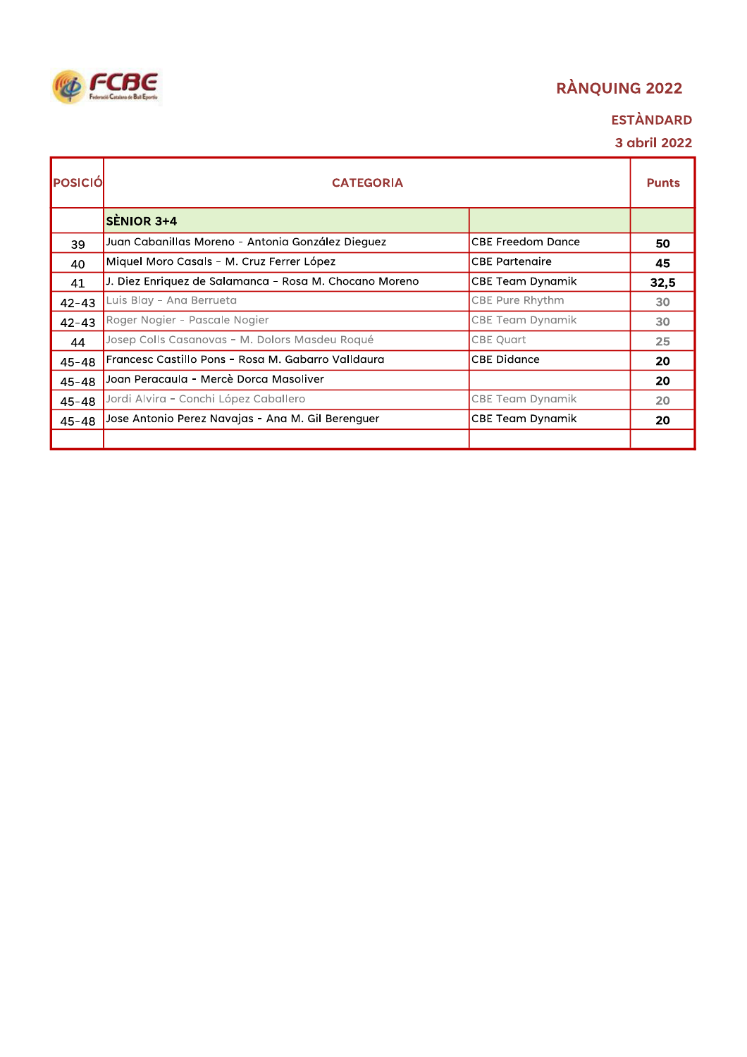# RÀNQUING 2022

## ESTÀNDARD

## 3 abril 2022

| POSICIÓ | CATEGORIA | | Punts |
|---|---|---|---|
| | **SÈNIOR 3+4** | | |
| 39 | Juan Cabanillas Moreno - Antonia González Dieguez | CBE Freedom Dance | **50** |
| 40 | Miquel Moro Casals - M. Cruz Ferrer López | CBE Partenaire | **45** |
| 41 | J. Diez Enriquez de Salamanca - Rosa M. Chocano Moreno | CBE Team Dynamik | **32,5** |
| 42-43 | Luis Blay - Ana Berrueta | CBE Pure Rhythm | **30** |
| 42-43 | Roger Nogier - Pascale Nogier | CBE Team Dynamik | **30** |
| 44 | Josep Colls Casanovas - M. Dolors Masdeu Roqué | CBE Quart | **25** |
| 45-48 | Francesc Castillo Pons - Rosa M. Gabarro Valldaura | CBE Didance | **20** |
| 45-48 | Joan Peracaula - Mercè Dorca Masoliver | | **20** |
| 45-48 | Jordi Alvira - Conchi López Caballero | CBE Team Dynamik | **20** |
| 45-48 | Jose Antonio Perez Navajas - Ana M. Gil Berenguer | CBE Team Dynamik | **20** |
| | | | |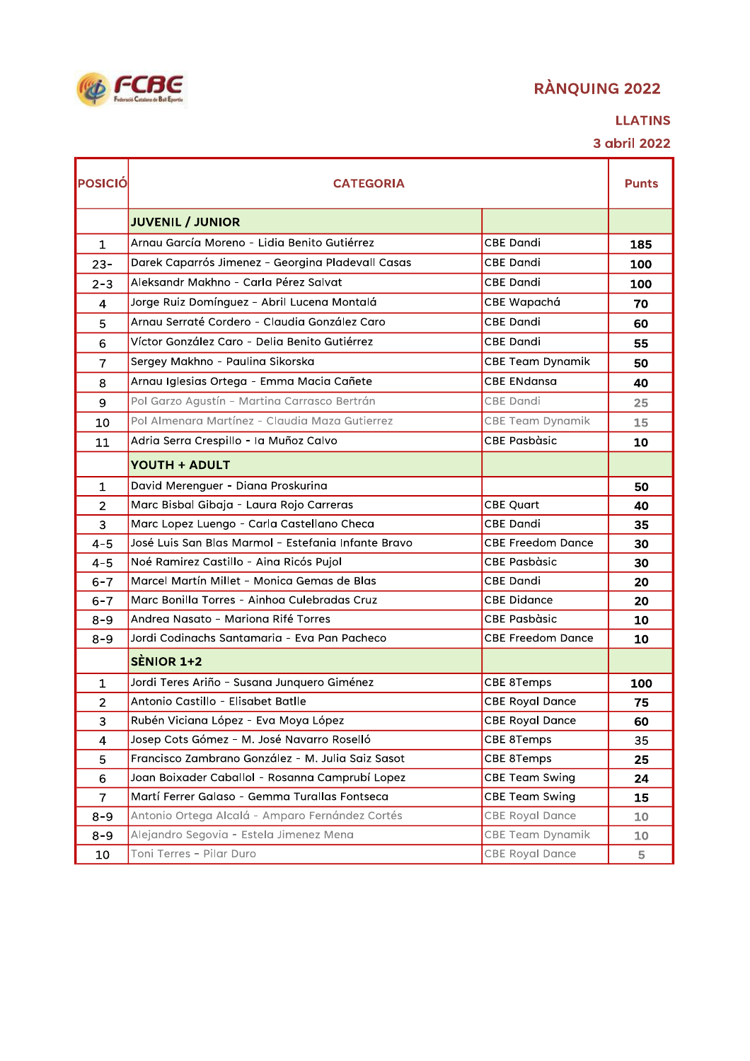FCBE

Federació Catalana de Ball Esportiu

## RÀNQUING 2022

**LLATINS**

**3 abril 2022**

| POSICIÓ | CATEGORIA | | Punts |
|---|---|---|---|
| | **JUVENIL / JUNIOR** | | |
| 1 | Arnau García Moreno - Lidia Benito Gutiérrez | CBE Dandi | **185** |
| 23- | Darek Caparrós Jimenez - Georgina Pladevall Casas | CBE Dandi | **100** |
| 2-3 | Aleksandr Makhno - Carla Pérez Salvat | CBE Dandi | **100** |
| 4 | Jorge Ruiz Domínguez - Abril Lucena Montalá | CBE Wapachá | **70** |
| 5 | Arnau Serraté Cordero - Claudia González Caro | CBE Dandi | **60** |
| 6 | Víctor González Caro - Delia Benito Gutiérrez | CBE Dandi | **55** |
| 7 | Sergey Makhno - Paulina Sikorska | CBE Team Dynamik | **50** |
| 8 | Arnau Iglesias Ortega - Emma Macia Cañete | CBE ENdansa | **40** |
| 9 | Pol Garzo Agustín - Martina Carrasco Bertrán | CBE Dandi | **25** |
| 10 | Pol Almenara Martínez - Claudia Maza Gutierrez | CBE Team Dynamik | **15** |
| 11 | Adria Serra Crespillo - Ia Muñoz Calvo | CBE Pasbàsic | **10** |
| | **YOUTH + ADULT** | | |
| 1 | David Merenguer - Diana Proskurina | | **50** |
| 2 | Marc Bisbal Gibaja - Laura Rojo Carreras | CBE Quart | **40** |
| 3 | Marc Lopez Luengo - Carla Castellano Checa | CBE Dandi | **35** |
| 4-5 | José Luis San Blas Marmol - Estefania Infante Bravo | CBE Freedom Dance | **30** |
| 4-5 | Noé Ramirez Castillo - Aina Ricós Pujol | CBE Pasbàsic | **30** |
| 6-7 | Marcel Martín Millet - Monica Gemas de Blas | CBE Dandi | **20** |
| 6-7 | Marc Bonilla Torres - Ainhoa Culebradas Cruz | CBE Didance | **20** |
| 8-9 | Andrea Nasato - Mariona Rifé Torres | CBE Pasbàsic | **10** |
| 8-9 | Jordi Codinachs Santamaria - Eva Pan Pacheco | CBE Freedom Dance | **10** |
| | **SÈNIOR 1+2** | | |
| 1 | Jordi Teres Ariño - Susana Junquero Giménez | CBE 8Temps | **100** |
| 2 | Antonio Castillo - Elisabet Batlle | CBE Royal Dance | **75** |
| 3 | Rubén Viciana López - Eva Moya López | CBE Royal Dance | **60** |
| 4 | Josep Cots Gómez - M. José Navarro Roselló | CBE 8Temps | 35 |
| 5 | Francisco Zambrano González - M. Julia Saiz Sasot | CBE 8Temps | **25** |
| 6 | Joan Boixader Caballol - Rosanna Camprubí Lopez | CBE Team Swing | **24** |
| 7 | Martí Ferrer Galaso - Gemma Turallas Fontseca | CBE Team Swing | **15** |
| 8-9 | Antonio Ortega Alcalá - Amparo Fernández Cortés | CBE Royal Dance | **10** |
| 8-9 | Alejandro Segovia - Estela Jimenez Mena | CBE Team Dynamik | **10** |
| 10 | Toni Terres - Pilar Duro | CBE Royal Dance | **5** |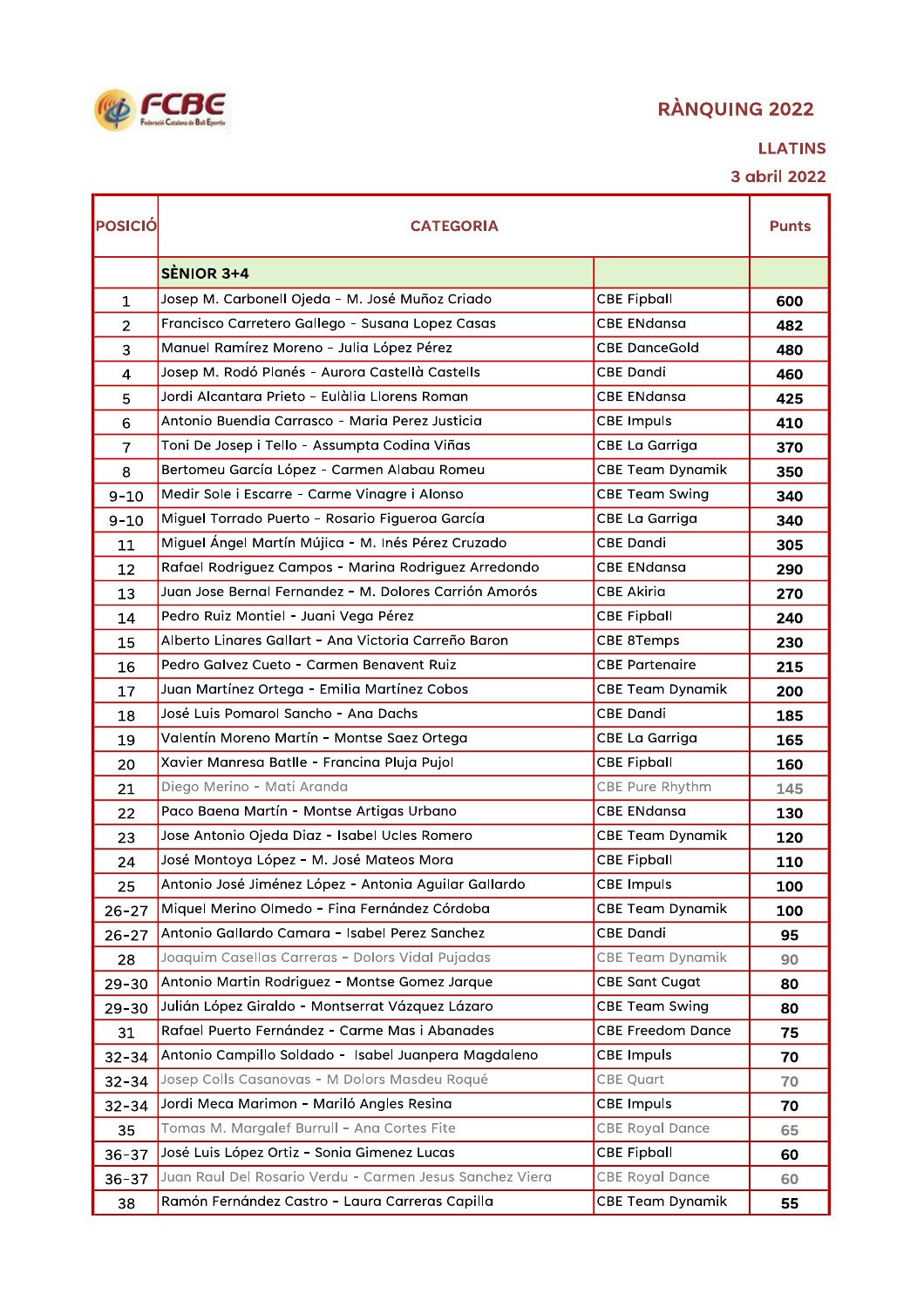FCBE Federació Catalana de Ball Esportiu

# RÀNQUING 2022

## LLATINS

### 3 abril 2022

| POSICIÓ | CATEGORIA | | Punts |
|---|---|---|---|
| | **SÈNIOR 3+4** | | |
| 1 | Josep M. Carbonell Ojeda – M. José Muñoz Criado | CBE Fipball | 600 |
| 2 | Francisco Carretero Gallego – Susana Lopez Casas | CBE ENdansa | 482 |
| 3 | Manuel Ramírez Moreno – Julia López Pérez | CBE DanceGold | 480 |
| 4 | Josep M. Rodó Planés – Aurora Castellà Castells | CBE Dandi | 460 |
| 5 | Jordi Alcantara Prieto – Eulàlia Llorens Roman | CBE ENdansa | 425 |
| 6 | Antonio Buendia Carrasco – Maria Perez Justicia | CBE Impuls | 410 |
| 7 | Toni De Josep i Tello – Assumpta Codina Viñas | CBE La Garriga | 370 |
| 8 | Bertomeu García López – Carmen Alabau Romeu | CBE Team Dynamik | 350 |
| 9-10 | Medir Sole i Escarre – Carme Vinagre i Alonso | CBE Team Swing | 340 |
| 9-10 | Miguel Torrado Puerto – Rosario Figueroa García | CBE La Garriga | 340 |
| 11 | Miguel Ángel Martín Müjica - M. Inés Pérez Cruzado | CBE Dandi | 305 |
| 12 | Rafael Rodriguez Campos - Marina Rodriguez Arredondo | CBE ENdansa | 290 |
| 13 | Juan Jose Bernal Fernandez - M. Dolores Carrión Amorós | CBE Akiria | 270 |
| 14 | Pedro Ruiz Montiel - Juani Vega Pérez | CBE Fipball | 240 |
| 15 | Alberto Linares Gallart - Ana Victoria Carreño Baron | CBE 8Temps | 230 |
| 16 | Pedro Galvez Cueto - Carmen Benavent Ruiz | CBE Partenaire | 215 |
| 17 | Juan Martínez Ortega - Emilia Martínez Cobos | CBE Team Dynamik | 200 |
| 18 | José Luis Pomarol Sancho - Ana Dachs | CBE Dandi | 185 |
| 19 | Valentín Moreno Martín - Montse Saez Ortega | CBE La Garriga | 165 |
| 20 | Xavier Manresa Batlle - Francina Pluja Pujol | CBE Fipball | 160 |
| 21 | Diego Merino - Mati Aranda | CBE Pure Rhythm | 145 |
| 22 | Paco Baena Martín - Montse Artigas Urbano | CBE ENdansa | 130 |
| 23 | Jose Antonio Ojeda Diaz - Isabel Ucles Romero | CBE Team Dynamik | 120 |
| 24 | José Montoya López - M. José Mateos Mora | CBE Fipball | 110 |
| 25 | Antonio José Jiménez López - Antonia Aguilar Gallardo | CBE Impuls | 100 |
| 26-27 | Miquel Merino Olmedo - Fina Fernández Córdoba | CBE Team Dynamik | 100 |
| 26-27 | Antonio Gallardo Camara - Isabel Perez Sanchez | CBE Dandi | 95 |
| 28 | Joaquim Casellas Carreras - Dolors Vidal Pujadas | CBE Team Dynamik | 90 |
| 29-30 | Antonio Martin Rodriguez - Montse Gomez Jarque | CBE Sant Cugat | 80 |
| 29-30 | Julián López Giraldo - Montserrat Vázquez Lázaro | CBE Team Swing | 80 |
| 31 | Rafael Puerto Fernández - Carme Mas i Abanades | CBE Freedom Dance | 75 |
| 32-34 | Antonio Campillo Soldado - Isabel Juanpera Magdaleno | CBE Impuls | 70 |
| 32-34 | Josep Colls Casanovas - M Dolors Masdeu Roqué | CBE Quart | 70 |
| 32-34 | Jordi Meca Marimon - Mariló Angles Resina | CBE Impuls | 70 |
| 35 | Tomas M. Margalef Burrull - Ana Cortes Fite | CBE Royal Dance | 65 |
| 36-37 | José Luis López Ortiz - Sonia Gimenez Lucas | CBE Fipball | 60 |
| 36-37 | Juan Raul Del Rosario Verdu - Carmen Jesus Sanchez Viera | CBE Royal Dance | 60 |
| 38 | Ramón Fernández Castro - Laura Carreras Capilla | CBE Team Dynamik | 55 |